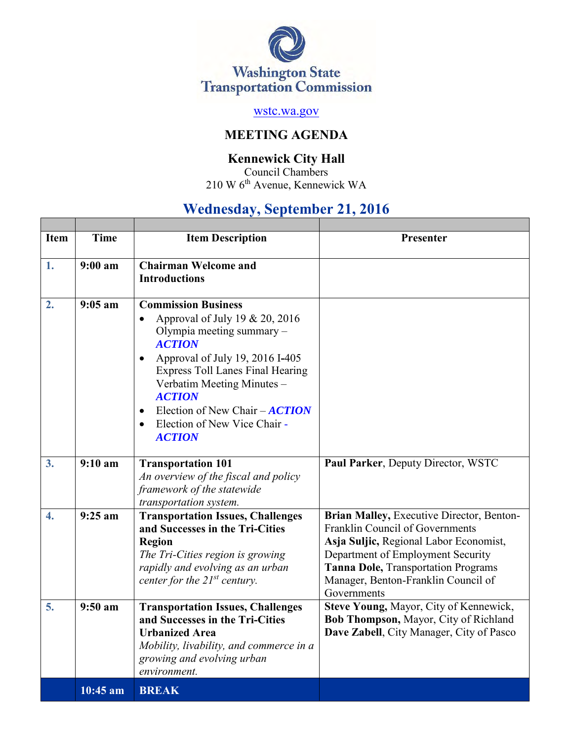# Washington State Transportation Commission

wstc.wa.gov

## MEETING AGENDA

### Kennewick City Hall

Council Chambers
210 W 6th Avenue, Kennewick WA

## Wednesday, September 21, 2016

| Item | Time | Item Description | Presenter |
|---|---|---|---|
| 1. | 9:00 am | **Chairman Welcome and Introductions** | |
| 2. | 9:05 am | **Commission Business**<br>• Approval of July 19 & 20, 2016 Olympia meeting summary – ***ACTION***<br>• Approval of July 19, 2016 I-405 Express Toll Lanes Final Hearing Verbatim Meeting Minutes – ***ACTION***<br>• Election of New Chair – ***ACTION***<br>• Election of New Vice Chair - ***ACTION*** | |
| 3. | 9:10 am | **Transportation 101**<br>*An overview of the fiscal and policy framework of the statewide transportation system.* | **Paul Parker**, Deputy Director, WSTC |
| 4. | 9:25 am | **Transportation Issues, Challenges and Successes in the Tri-Cities Region**<br>*The Tri-Cities region is growing rapidly and evolving as an urban center for the 21st century.* | **Brian Malley,** Executive Director, Benton-Franklin Council of Governments<br>**Asja Suljic,** Regional Labor Economist, Department of Employment Security<br>**Tanna Dole,** Transportation Programs Manager, Benton-Franklin Council of Governments |
| 5. | 9:50 am | **Transportation Issues, Challenges and Successes in the Tri-Cities Urbanized Area**<br>*Mobility, livability, and commerce in a growing and evolving urban environment.* | **Steve Young,** Mayor, City of Kennewick,<br>**Bob Thompson,** Mayor, City of Richland<br>**Dave Zabell**, City Manager, City of Pasco |
| | 10:45 am | **BREAK** | |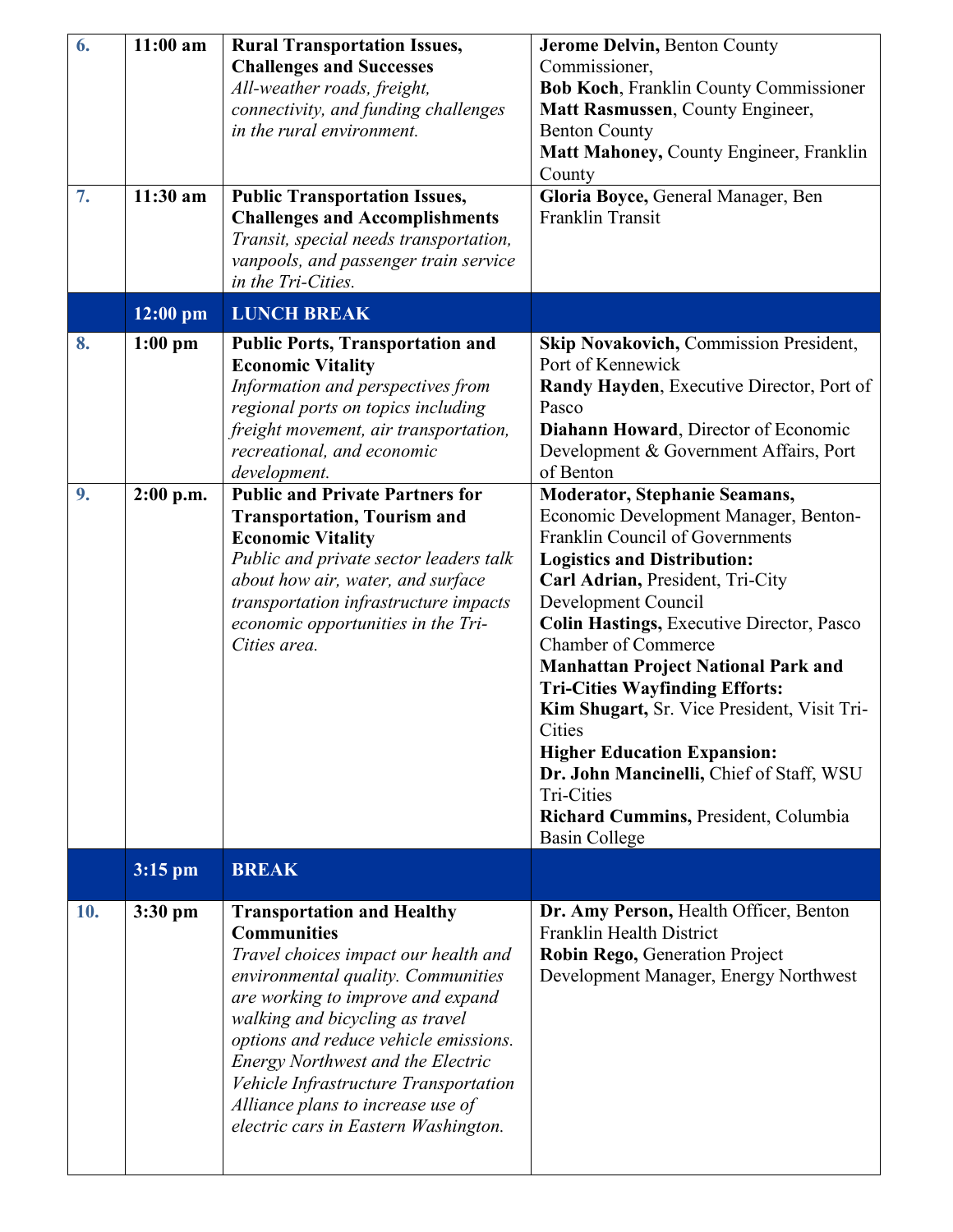| | | | |
|---|---|---|---|
| 6. | 11:00 am | **Rural Transportation Issues, Challenges and Successes**<br>*All-weather roads, freight, connectivity, and funding challenges in the rural environment.* | **Jerome Delvin**, Benton County Commissioner,<br>**Bob Koch**, Franklin County Commissioner<br>**Matt Rasmussen**, County Engineer, Benton County<br>**Matt Mahoney,** County Engineer, Franklin County |
| 7. | 11:30 am | **Public Transportation Issues, Challenges and Accomplishments**<br>*Transit, special needs transportation, vanpools, and passenger train service in the Tri-Cities.* | **Gloria Boyce,** General Manager, Ben Franklin Transit |
| | 12:00 pm | **LUNCH BREAK** | |
| 8. | 1:00 pm | **Public Ports, Transportation and Economic Vitality**<br>*Information and perspectives from regional ports on topics including freight movement, air transportation, recreational, and economic development.* | **Skip Novakovich,** Commission President, Port of Kennewick<br>**Randy Hayden**, Executive Director, Port of Pasco<br>**Diahann Howard**, Director of Economic Development & Government Affairs, Port of Benton |
| 9. | 2:00 p.m. | **Public and Private Partners for Transportation, Tourism and Economic Vitality**<br>*Public and private sector leaders talk about how air, water, and surface transportation infrastructure impacts economic opportunities in the Tri-Cities area.* | **Moderator, Stephanie Seamans,** Economic Development Manager, Benton-Franklin Council of Governments<br>**Logistics and Distribution:**<br>**Carl Adrian,** President, Tri-City Development Council<br>**Colin Hastings,** Executive Director, Pasco Chamber of Commerce<br>**Manhattan Project National Park and Tri-Cities Wayfinding Efforts:**<br>**Kim Shugart,** Sr. Vice President, Visit Tri-Cities<br>**Higher Education Expansion:**<br>**Dr. John Mancinelli,** Chief of Staff, WSU Tri-Cities<br>**Richard Cummins,** President, Columbia Basin College |
| | 3:15 pm | **BREAK** | |
| 10. | 3:30 pm | **Transportation and Healthy Communities**<br>*Travel choices impact our health and environmental quality. Communities are working to improve and expand walking and bicycling as travel options and reduce vehicle emissions. Energy Northwest and the Electric Vehicle Infrastructure Transportation Alliance plans to increase use of electric cars in Eastern Washington.* | **Dr. Amy Person,** Health Officer, Benton Franklin Health District<br>**Robin Rego,** Generation Project Development Manager, Energy Northwest |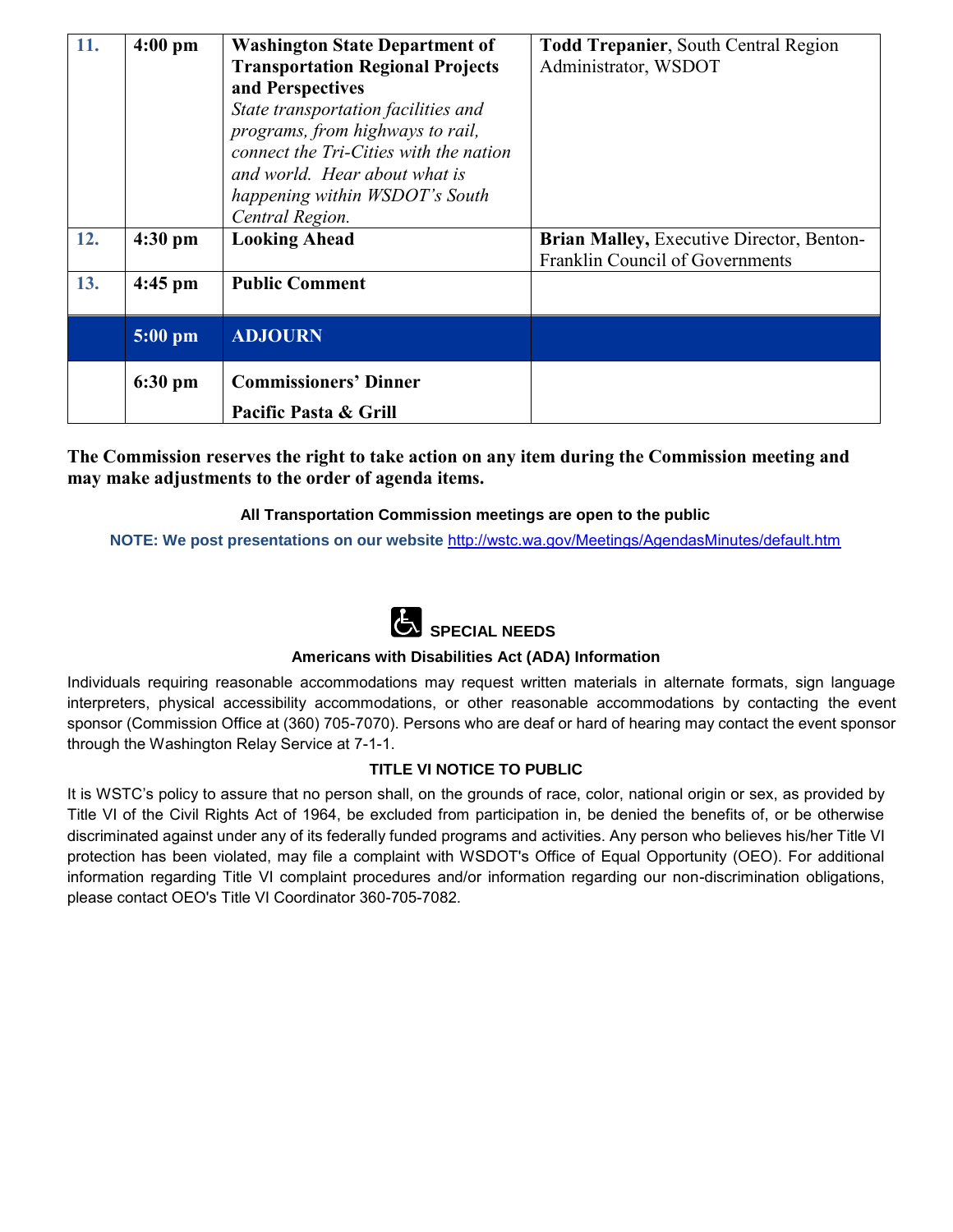| | | | |
|---|---|---|---|
| 11. | 4:00 pm | **Washington State Department of Transportation Regional Projects and Perspectives** *State transportation facilities and programs, from highways to rail, connect the Tri-Cities with the nation and world. Hear about what is happening within WSDOT's South Central Region.* | **Todd Trepanier**, South Central Region Administrator, WSDOT |
| 12. | 4:30 pm | **Looking Ahead** | **Brian Malley,** Executive Director, Benton-Franklin Council of Governments |
| 13. | 4:45 pm | **Public Comment** | |
| | **5:00 pm** | **ADJOURN** | |
| | 6:30 pm | **Commissioners' Dinner** **Pacific Pasta & Grill** | |

**The Commission reserves the right to take action on any item during the Commission meeting and may make adjustments to the order of agenda items.**

**All Transportation Commission meetings are open to the public**

**NOTE: We post presentations on our website** http://wstc.wa.gov/Meetings/AgendasMinutes/default.htm

## SPECIAL NEEDS

**Americans with Disabilities Act (ADA) Information**

Individuals requiring reasonable accommodations may request written materials in alternate formats, sign language interpreters, physical accessibility accommodations, or other reasonable accommodations by contacting the event sponsor (Commission Office at (360) 705-7070). Persons who are deaf or hard of hearing may contact the event sponsor through the Washington Relay Service at 7-1-1.

**TITLE VI NOTICE TO PUBLIC**

It is WSTC's policy to assure that no person shall, on the grounds of race, color, national origin or sex, as provided by Title VI of the Civil Rights Act of 1964, be excluded from participation in, be denied the benefits of, or be otherwise discriminated against under any of its federally funded programs and activities. Any person who believes his/her Title VI protection has been violated, may file a complaint with WSDOT's Office of Equal Opportunity (OEO). For additional information regarding Title VI complaint procedures and/or information regarding our non-discrimination obligations, please contact OEO's Title VI Coordinator 360-705-7082.